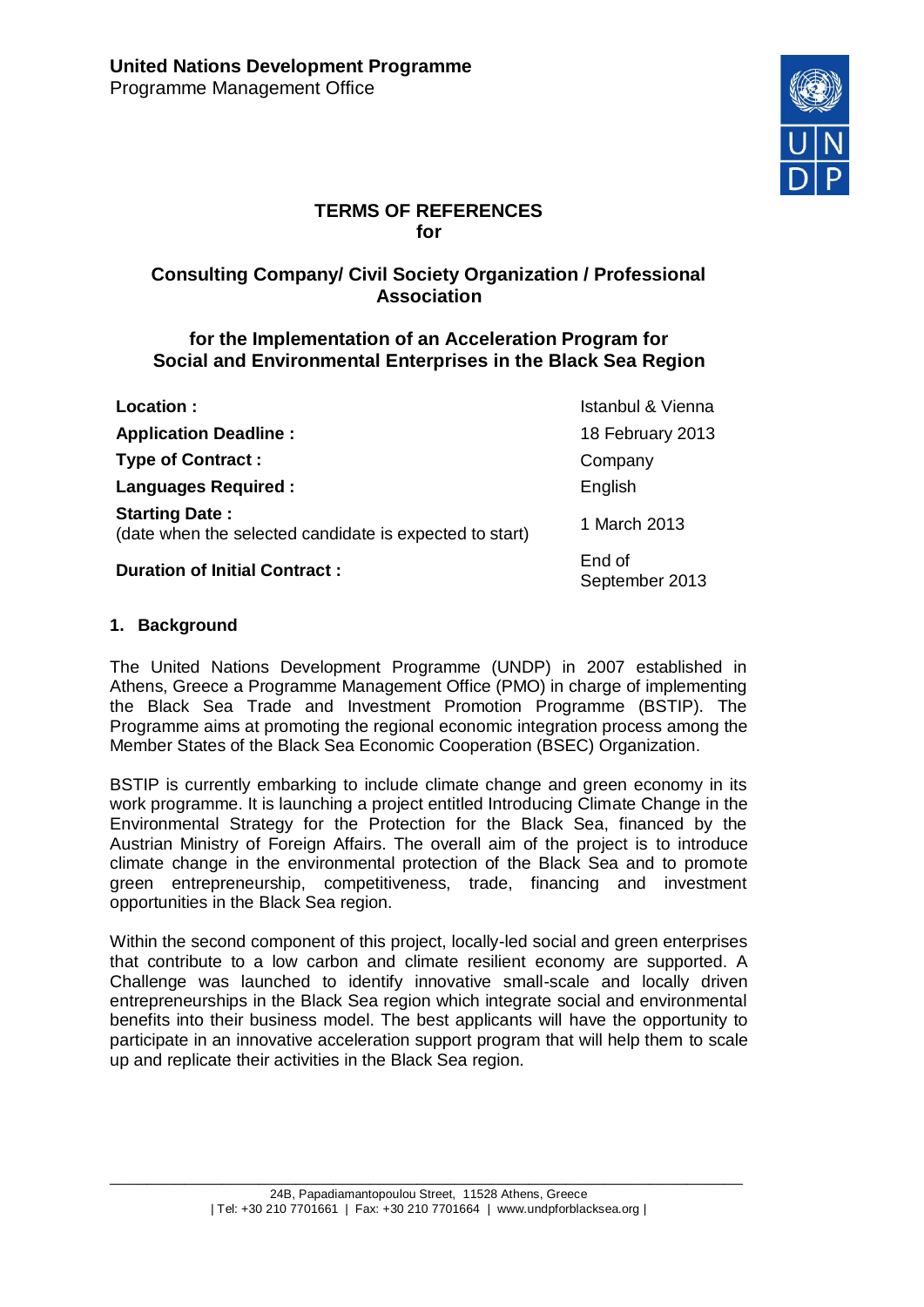**United Nations Development Programme**
Programme Management Office

# TERMS OF REFERENCES for

## Consulting Company/ Civil Society Organization / Professional Association

## for the Implementation of an Acceleration Program for Social and Environmental Enterprises in the Black Sea Region

| | |
|---|---|
| **Location :** | Istanbul & Vienna |
| **Application Deadline :** | 18 February 2013 |
| **Type of Contract :** | Company |
| **Languages Required :** | English |
| **Starting Date :** (date when the selected candidate is expected to start) | 1 March 2013 |
| **Duration of Initial Contract :** | End of September 2013 |

### 1. Background

The United Nations Development Programme (UNDP) in 2007 established in Athens, Greece a Programme Management Office (PMO) in charge of implementing the Black Sea Trade and Investment Promotion Programme (BSTIP). The Programme aims at promoting the regional economic integration process among the Member States of the Black Sea Economic Cooperation (BSEC) Organization.

BSTIP is currently embarking to include climate change and green economy in its work programme. It is launching a project entitled Introducing Climate Change in the Environmental Strategy for the Protection for the Black Sea, financed by the Austrian Ministry of Foreign Affairs. The overall aim of the project is to introduce climate change in the environmental protection of the Black Sea and to promote green entrepreneurship, competitiveness, trade, financing and investment opportunities in the Black Sea region.

Within the second component of this project, locally-led social and green enterprises that contribute to a low carbon and climate resilient economy are supported. A Challenge was launched to identify innovative small-scale and locally driven entrepreneurships in the Black Sea region which integrate social and environmental benefits into their business model. The best applicants will have the opportunity to participate in an innovative acceleration support program that will help them to scale up and replicate their activities in the Black Sea region.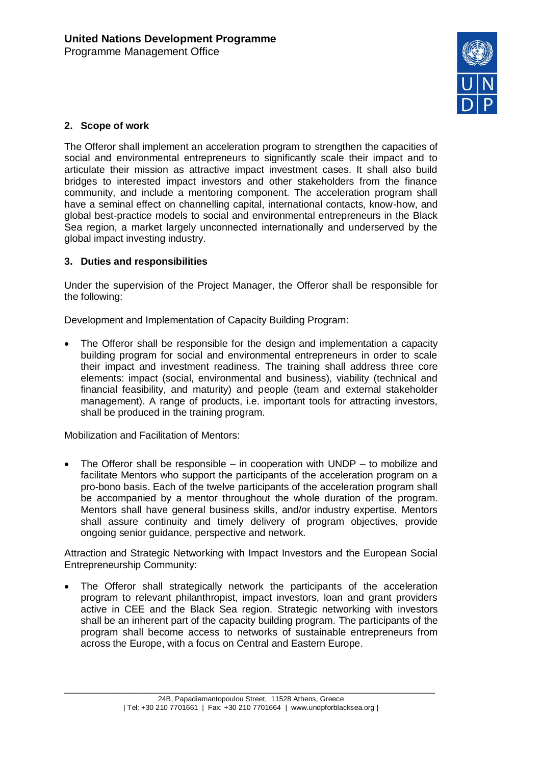## 2. Scope of work

The Offeror shall implement an acceleration program to strengthen the capacities of social and environmental entrepreneurs to significantly scale their impact and to articulate their mission as attractive impact investment cases. It shall also build bridges to interested impact investors and other stakeholders from the finance community, and include a mentoring component. The acceleration program shall have a seminal effect on channelling capital, international contacts, know-how, and global best-practice models to social and environmental entrepreneurs in the Black Sea region, a market largely unconnected internationally and underserved by the global impact investing industry.

## 3. Duties and responsibilities

Under the supervision of the Project Manager, the Offeror shall be responsible for the following:

Development and Implementation of Capacity Building Program:

- The Offeror shall be responsible for the design and implementation a capacity building program for social and environmental entrepreneurs in order to scale their impact and investment readiness. The training shall address three core elements: impact (social, environmental and business), viability (technical and financial feasibility, and maturity) and people (team and external stakeholder management). A range of products, i.e. important tools for attracting investors, shall be produced in the training program.

Mobilization and Facilitation of Mentors:

- The Offeror shall be responsible – in cooperation with UNDP – to mobilize and facilitate Mentors who support the participants of the acceleration program on a pro-bono basis. Each of the twelve participants of the acceleration program shall be accompanied by a mentor throughout the whole duration of the program. Mentors shall have general business skills, and/or industry expertise. Mentors shall assure continuity and timely delivery of program objectives, provide ongoing senior guidance, perspective and network.

Attraction and Strategic Networking with Impact Investors and the European Social Entrepreneurship Community:

- The Offeror shall strategically network the participants of the acceleration program to relevant philanthropist, impact investors, loan and grant providers active in CEE and the Black Sea region. Strategic networking with investors shall be an inherent part of the capacity building program. The participants of the program shall become access to networks of sustainable entrepreneurs from across the Europe, with a focus on Central and Eastern Europe.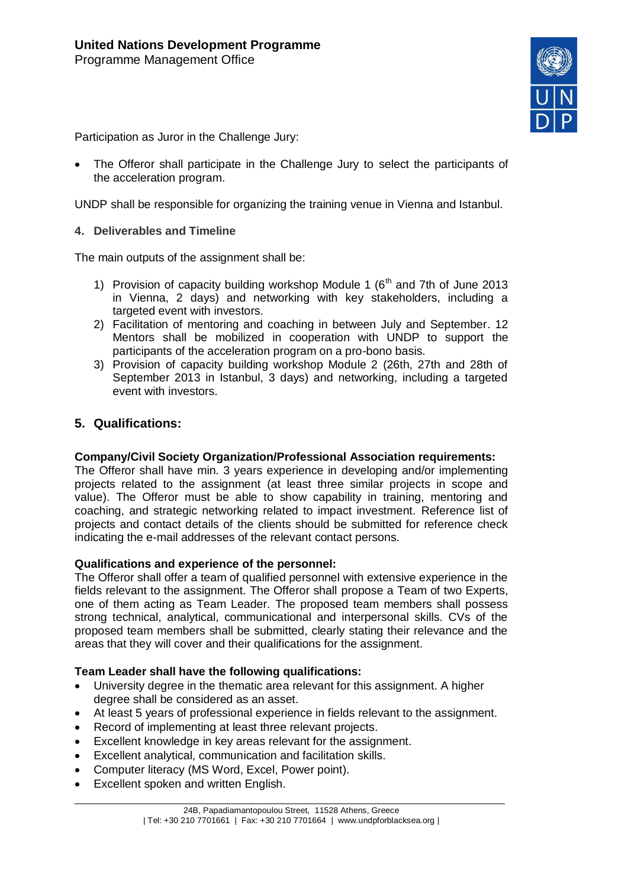Participation as Juror in the Challenge Jury:

- The Offeror shall participate in the Challenge Jury to select the participants of the acceleration program.

UNDP shall be responsible for organizing the training venue in Vienna and Istanbul.

### 4. Deliverables and Timeline

The main outputs of the assignment shall be:

1) Provision of capacity building workshop Module 1 (6th and 7th of June 2013 in Vienna, 2 days) and networking with key stakeholders, including a targeted event with investors.
2) Facilitation of mentoring and coaching in between July and September. 12 Mentors shall be mobilized in cooperation with UNDP to support the participants of the acceleration program on a pro-bono basis.
3) Provision of capacity building workshop Module 2 (26th, 27th and 28th of September 2013 in Istanbul, 3 days) and networking, including a targeted event with investors.

## 5. Qualifications:

**Company/Civil Society Organization/Professional Association requirements:**
The Offeror shall have min. 3 years experience in developing and/or implementing projects related to the assignment (at least three similar projects in scope and value). The Offeror must be able to show capability in training, mentoring and coaching, and strategic networking related to impact investment. Reference list of projects and contact details of the clients should be submitted for reference check indicating the e-mail addresses of the relevant contact persons.

**Qualifications and experience of the personnel:**
The Offeror shall offer a team of qualified personnel with extensive experience in the fields relevant to the assignment. The Offeror shall propose a Team of two Experts, one of them acting as Team Leader. The proposed team members shall possess strong technical, analytical, communicational and interpersonal skills. CVs of the proposed team members shall be submitted, clearly stating their relevance and the areas that they will cover and their qualifications for the assignment.

**Team Leader shall have the following qualifications:**

- University degree in the thematic area relevant for this assignment. A higher degree shall be considered as an asset.
- At least 5 years of professional experience in fields relevant to the assignment.
- Record of implementing at least three relevant projects.
- Excellent knowledge in key areas relevant for the assignment.
- Excellent analytical, communication and facilitation skills.
- Computer literacy (MS Word, Excel, Power point).
- Excellent spoken and written English.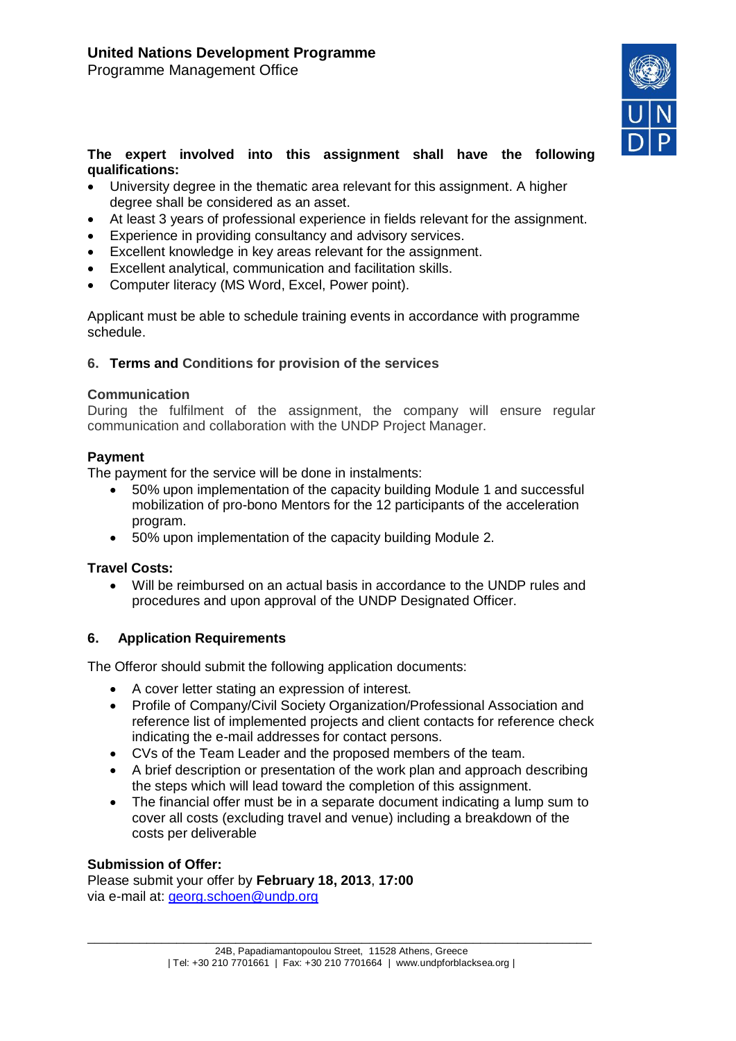**The expert involved into this assignment shall have the following qualifications:**

- University degree in the thematic area relevant for this assignment. A higher degree shall be considered as an asset.
- At least 3 years of professional experience in fields relevant for the assignment.
- Experience in providing consultancy and advisory services.
- Excellent knowledge in key areas relevant for the assignment.
- Excellent analytical, communication and facilitation skills.
- Computer literacy (MS Word, Excel, Power point).

Applicant must be able to schedule training events in accordance with programme schedule.

## 6. Terms and Conditions for provision of the services

### Communication

During the fulfilment of the assignment, the company will ensure regular communication and collaboration with the UNDP Project Manager.

### Payment

The payment for the service will be done in instalments:

- 50% upon implementation of the capacity building Module 1 and successful mobilization of pro-bono Mentors for the 12 participants of the acceleration program.
- 50% upon implementation of the capacity building Module 2.

### Travel Costs:

- Will be reimbursed on an actual basis in accordance to the UNDP rules and procedures and upon approval of the UNDP Designated Officer.

## 6. Application Requirements

The Offeror should submit the following application documents:

- A cover letter stating an expression of interest.
- Profile of Company/Civil Society Organization/Professional Association and reference list of implemented projects and client contacts for reference check indicating the e-mail addresses for contact persons.
- CVs of the Team Leader and the proposed members of the team.
- A brief description or presentation of the work plan and approach describing the steps which will lead toward the completion of this assignment.
- The financial offer must be in a separate document indicating a lump sum to cover all costs (excluding travel and venue) including a breakdown of the costs per deliverable

### Submission of Offer:

Please submit your offer by **February 18, 2013**, **17:00**
via e-mail at: georg.schoen@undp.org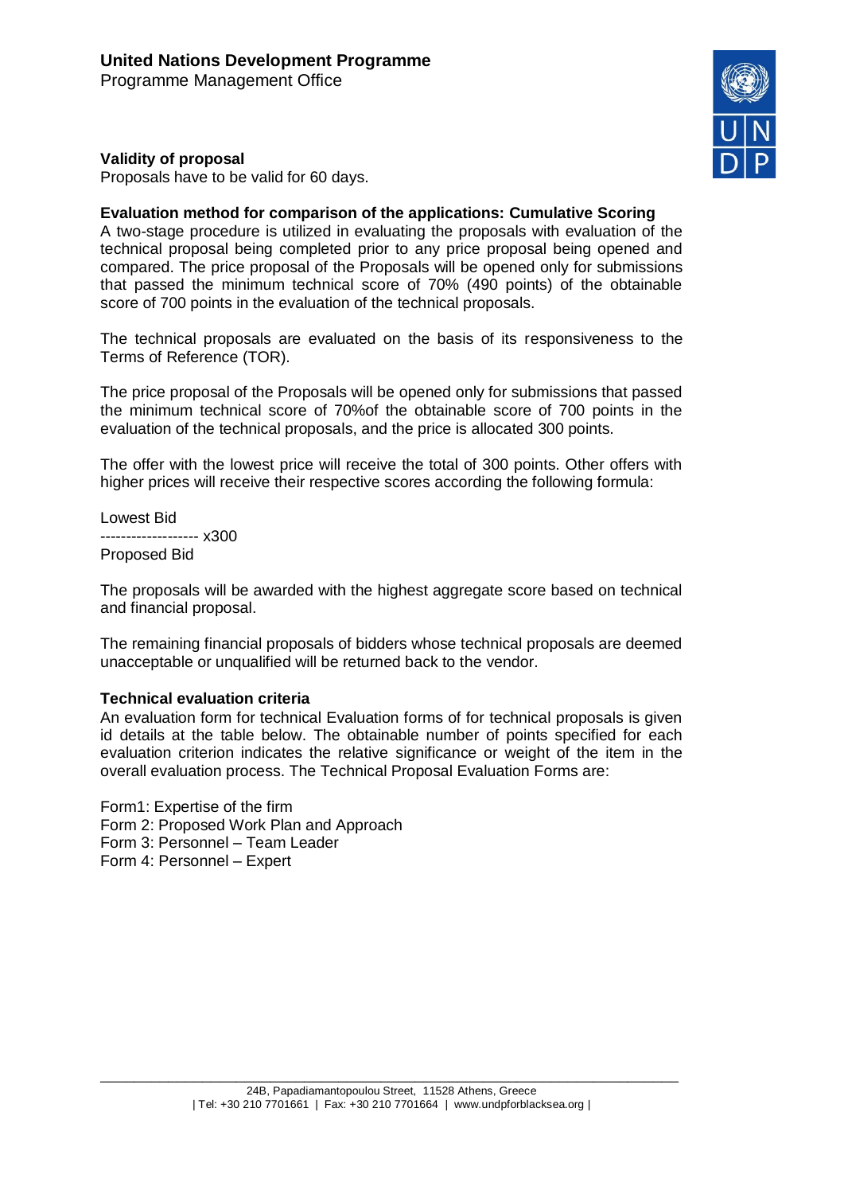**Validity of proposal**
Proposals have to be valid for 60 days.

**Evaluation method for comparison of the applications: Cumulative Scoring**
A two-stage procedure is utilized in evaluating the proposals with evaluation of the technical proposal being completed prior to any price proposal being opened and compared. The price proposal of the Proposals will be opened only for submissions that passed the minimum technical score of 70% (490 points) of the obtainable score of 700 points in the evaluation of the technical proposals.

The technical proposals are evaluated on the basis of its responsiveness to the Terms of Reference (TOR).

The price proposal of the Proposals will be opened only for submissions that passed the minimum technical score of 70%of the obtainable score of 700 points in the evaluation of the technical proposals, and the price is allocated 300 points.

The offer with the lowest price will receive the total of 300 points. Other offers with higher prices will receive their respective scores according the following formula:

$$\frac{\text{Lowest Bid}}{\text{Proposed Bid}} \times 300$$

The proposals will be awarded with the highest aggregate score based on technical and financial proposal.

The remaining financial proposals of bidders whose technical proposals are deemed unacceptable or unqualified will be returned back to the vendor.

**Technical evaluation criteria**
An evaluation form for technical Evaluation forms of for technical proposals is given id details at the table below. The obtainable number of points specified for each evaluation criterion indicates the relative significance or weight of the item in the overall evaluation process. The Technical Proposal Evaluation Forms are:

Form1: Expertise of the firm
Form 2: Proposed Work Plan and Approach
Form 3: Personnel – Team Leader
Form 4: Personnel – Expert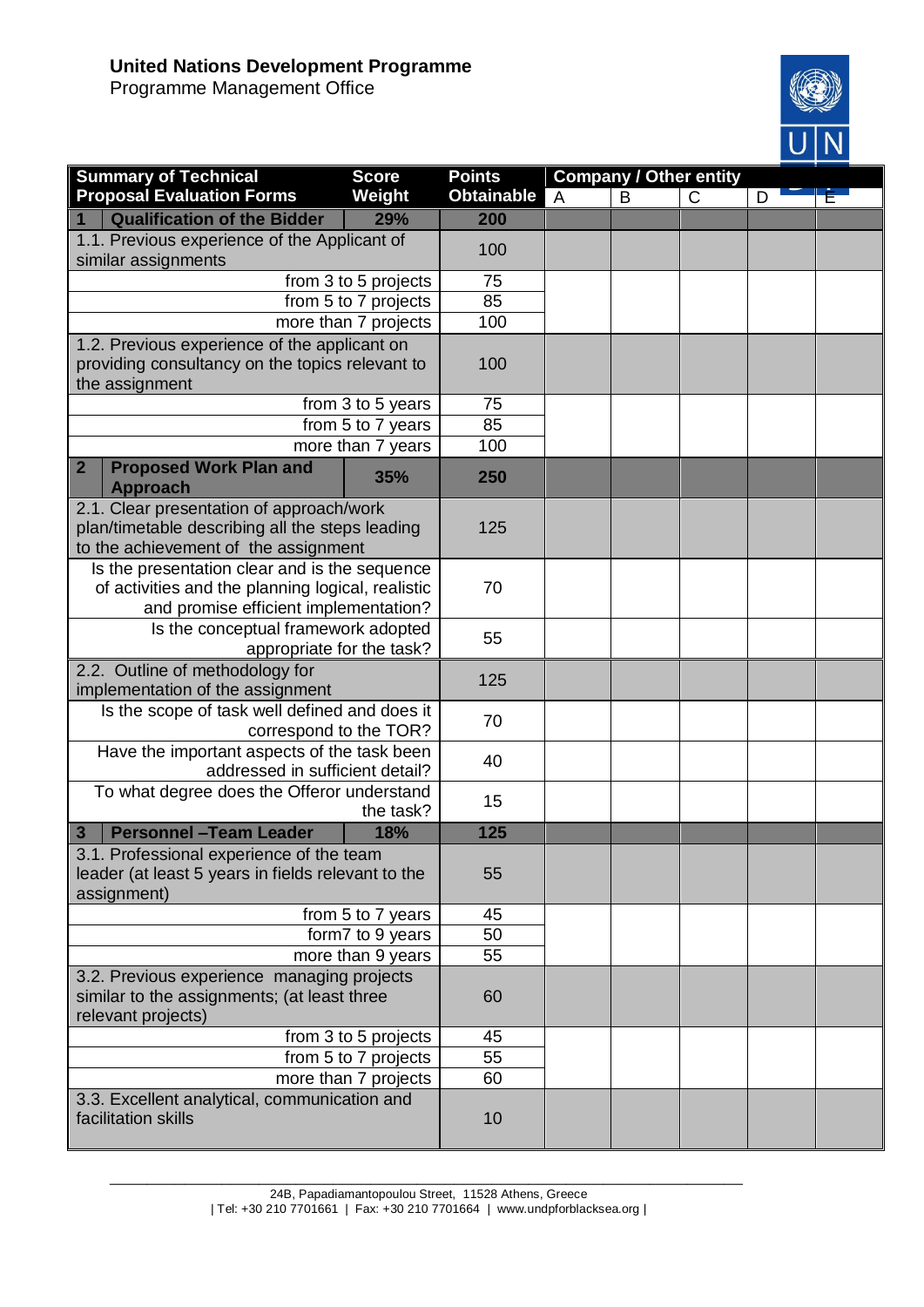**United Nations Development Programme**
Programme Management Office

| Summary of Technical Proposal Evaluation Forms | Score Weight | Points Obtainable | Company / Other entity A | B | C | D | E |
|---|---|---|---|---|---|---|---|
| **1 Qualification of the Bidder** | **29%** | **200** | | | | | |
| 1.1. Previous experience of the Applicant of similar assignments | | 100 | | | | | |
| from 3 to 5 projects | | 75 | | | | | |
| from 5 to 7 projects | | 85 | | | | | |
| more than 7 projects | | 100 | | | | | |
| 1.2. Previous experience of the applicant on providing consultancy on the topics relevant to the assignment | | 100 | | | | | |
| from 3 to 5 years | | 75 | | | | | |
| from 5 to 7 years | | 85 | | | | | |
| more than 7 years | | 100 | | | | | |
| **2 Proposed Work Plan and Approach** | **35%** | **250** | | | | | |
| 2.1. Clear presentation of approach/work plan/timetable describing all the steps leading to the achievement of the assignment | | 125 | | | | | |
| Is the presentation clear and is the sequence of activities and the planning logical, realistic and promise efficient implementation? | | 70 | | | | | |
| Is the conceptual framework adopted appropriate for the task? | | 55 | | | | | |
| 2.2. Outline of methodology for implementation of the assignment | | 125 | | | | | |
| Is the scope of task well defined and does it correspond to the TOR? | | 70 | | | | | |
| Have the important aspects of the task been addressed in sufficient detail? | | 40 | | | | | |
| To what degree does the Offeror understand the task? | | 15 | | | | | |
| **3 Personnel –Team Leader** | **18%** | **125** | | | | | |
| 3.1. Professional experience of the team leader (at least 5 years in fields relevant to the assignment) | | 55 | | | | | |
| from 5 to 7 years | | 45 | | | | | |
| form7 to 9 years | | 50 | | | | | |
| more than 9 years | | 55 | | | | | |
| 3.2. Previous experience managing projects similar to the assignments; (at least three relevant projects) | | 60 | | | | | |
| from 3 to 5 projects | | 45 | | | | | |
| from 5 to 7 projects | | 55 | | | | | |
| more than 7 projects | | 60 | | | | | |
| 3.3. Excellent analytical, communication and facilitation skills | | 10 | | | | | |

24B, Papadiamantopoulou Street, 11528 Athens, Greece
| Tel: +30 210 7701661 | Fax: +30 210 7701664 | www.undpforblacksea.org |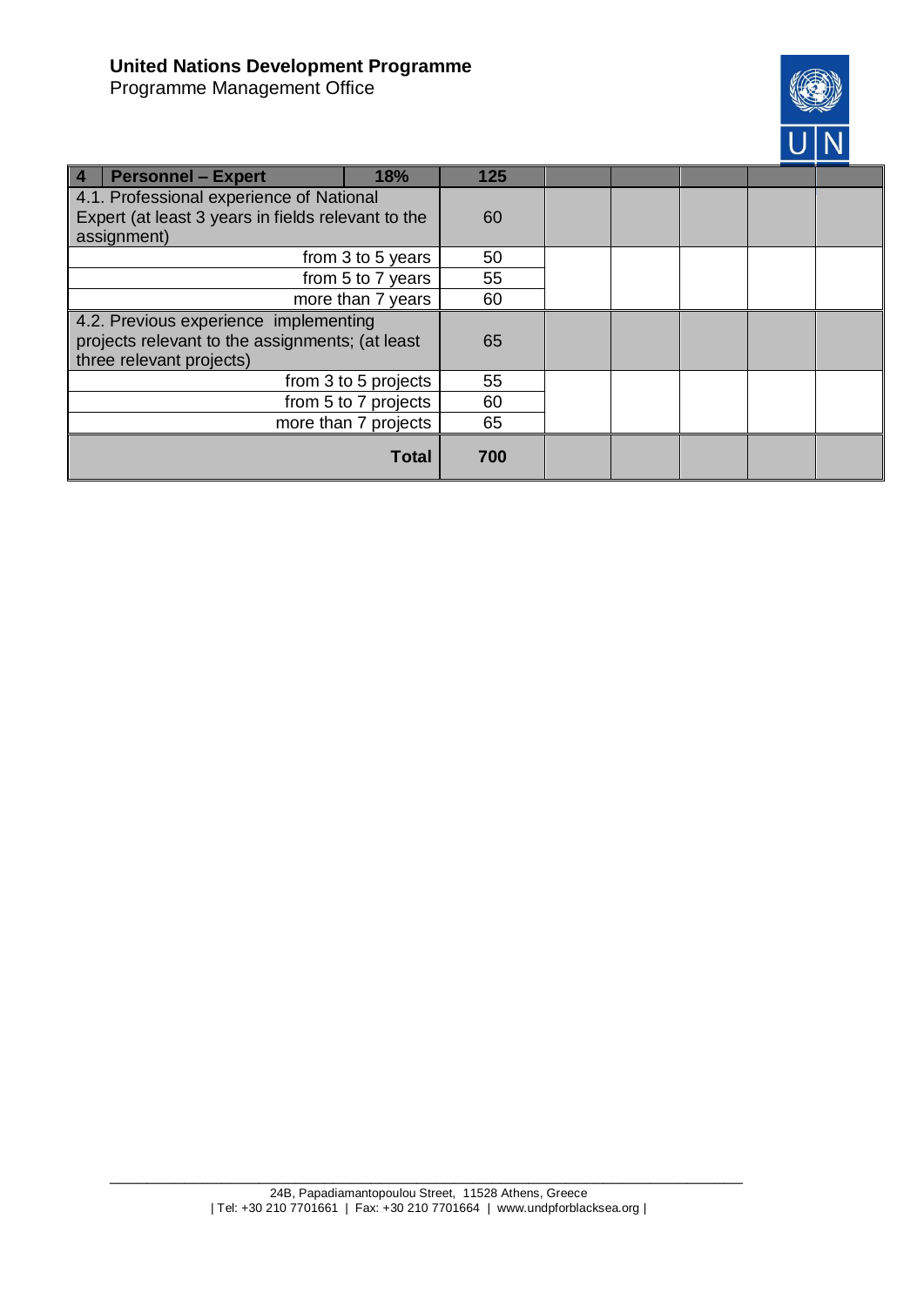**United Nations Development Programme**
Programme Management Office

| | | | | | | | |
|---|---|---|---|---|---|---|---|
| **4 Personnel – Expert** | **18%** | **125** | | | | | |
| 4.1. Professional experience of National Expert (at least 3 years in fields relevant to the assignment) | | 60 | | | | | |
| from 3 to 5 years | | 50 | | | | | |
| from 5 to 7 years | | 55 | | | | | |
| more than 7 years | | 60 | | | | | |
| 4.2. Previous experience implementing projects relevant to the assignments; (at least three relevant projects) | | 65 | | | | | |
| from 3 to 5 projects | | 55 | | | | | |
| from 5 to 7 projects | | 60 | | | | | |
| more than 7 projects | | 65 | | | | | |
| **Total** | | **700** | | | | | |

24B, Papadiamantopoulou Street, 11528 Athens, Greece
| Tel: +30 210 7701661 | Fax: +30 210 7701664 | www.undpforblacksea.org |